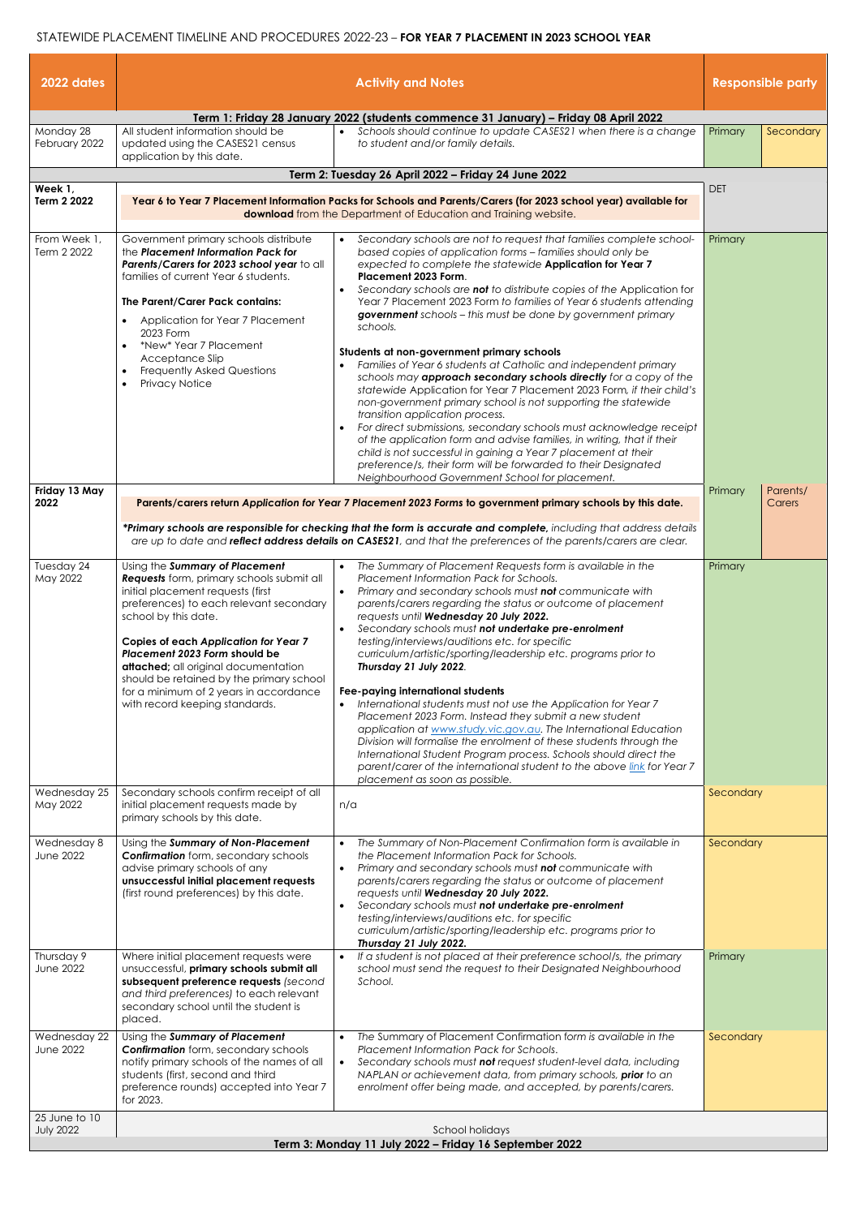STATEWIDE PLACEMENT TIMELINE AND PROCEDURES 2022-23 – **FOR YEAR 7 PLACEMENT IN 2023 SCHOOL YEAR**

| 2022 dates | Activity and Notes | | Responsible party | |
|---|---|---|---|---|
| **Term 1: Friday 28 January 2022 (students commence 31 January) – Friday 08 April 2022** | | | | |
| Monday 28 February 2022 | All student information should be updated using the CASES21 census application by this date. | • *Schools should continue to update CASES21 when there is a change to student and/or family details.* | Primary | Secondary |
| **Term 2: Tuesday 26 April 2022 – Friday 24 June 2022** | | | | |
| **Week 1, Term 2 2022** | **Year 6 to Year 7 Placement Information Packs for Schools and Parents/Carers (for 2023 school year) available for download** from the Department of Education and Training website. | | DET | |
| From Week 1, Term 2 2022 | Government primary schools distribute the ***Placement Information Pack for Parents/Carers for 2023 school year*** to all families of current Year 6 students.<br><br>**The Parent/Carer Pack contains:**<br>• Application for Year 7 Placement 2023 Form<br>• *New* Year 7 Placement Acceptance Slip<br>• Frequently Asked Questions<br>• Privacy Notice | • *Secondary schools are not to request that families complete school-based copies of application forms – families should only be expected to complete the statewide* **Application for Year 7 Placement 2023 Form**.<br>• *Secondary schools are* ***not*** *to distribute copies of the Application for Year 7 Placement 2023 Form to families of Year 6 students attending* ***government*** *schools – this must be done by government primary schools.*<br><br>**Students at non-government primary schools**<br>• *Families of Year 6 students at Catholic and independent primary schools may* ***approach secondary schools directly*** *for a copy of the statewide Application for Year 7 Placement 2023 Form, if their child's non-government primary school is not supporting the statewide transition application process.*<br>• *For direct submissions, secondary schools must acknowledge receipt of the application form and advise families, in writing, that if their child is not successful in gaining a Year 7 placement at their preference/s, their form will be forwarded to their Designated Neighbourhood Government School for placement.* | Primary | |
| **Friday 13 May 2022** | **Parents/carers return *Application for Year 7 Placement 2023 Forms* to government primary schools by this date.**<br><br>***Primary schools are responsible for checking that the form is accurate and complete,*** *including that address details are up to date and* ***reflect address details on CASES21****, and that the preferences of the parents/carers are clear.* | | Primary | Parents/ Carers |
| Tuesday 24 May 2022 | Using the ***Summary of Placement Requests*** form, primary schools submit all initial placement requests (first preferences) to each relevant secondary school by this date.<br><br>**Copies of each *Application for Year 7 Placement 2023 Form* should be attached;** all original documentation should be retained by the primary school for a minimum of 2 years in accordance with record keeping standards. | • *The Summary of Placement Requests form is available in the Placement Information Pack for Schools.*<br>• *Primary and secondary schools must* ***not*** *communicate with parents/carers regarding the status or outcome of placement requests until* ***Wednesday 20 July 2022.***<br>• *Secondary schools must* ***not undertake pre-enrolment*** *testing/interviews/auditions etc. for specific curriculum/artistic/sporting/leadership etc. programs prior to* ***Thursday 21 July 2022****.*<br><br>**Fee-paying international students**<br>• *International students must not use the Application for Year 7 Placement 2023 Form. Instead they submit a new student application at www.study.vic.gov.au. The International Education Division will formalise the enrolment of these students through the International Student Program process. Schools should direct the parent/carer of the international student to the above link for Year 7 placement as soon as possible.* | Primary | |
| Wednesday 25 May 2022 | Secondary schools confirm receipt of all initial placement requests made by primary schools by this date. | n/a | Secondary | |
| Wednesday 8 June 2022 | Using the ***Summary of Non-Placement Confirmation*** form, secondary schools advise primary schools of any **unsuccessful initial placement requests** (first round preferences) by this date. | • *The Summary of Non-Placement Confirmation form is available in the Placement Information Pack for Schools.*<br>• *Primary and secondary schools must* ***not*** *communicate with parents/carers regarding the status or outcome of placement requests until* ***Wednesday 20 July 2022.***<br>• *Secondary schools must* ***not undertake pre-enrolment*** *testing/interviews/auditions etc. for specific curriculum/artistic/sporting/leadership etc. programs prior to* ***Thursday 21 July 2022.*** | Secondary | |
| Thursday 9 June 2022 | Where initial placement requests were unsuccessful, **primary schools submit all subsequent preference requests** *(second and third preferences)* to each relevant secondary school until the student is placed. | • *If a student is not placed at their preference school/s, the primary school must send the request to their Designated Neighbourhood School.* | Primary | |
| Wednesday 22 June 2022 | Using the ***Summary of Placement Confirmation*** form, secondary schools notify primary schools of the names of all students (first, second and third preference rounds) accepted into Year 7 for 2023. | • *The Summary of Placement Confirmation form is available in the Placement Information Pack for Schools.*<br>• *Secondary schools must* ***not*** *request student-level data, including NAPLAN or achievement data, from primary schools,* ***prior*** *to an enrolment offer being made, and accepted, by parents/carers.* | Secondary | |
| 25 June to 10 July 2022 | School holidays | | | |
| **Term 3: Monday 11 July 2022 – Friday 16 September 2022** | | | | |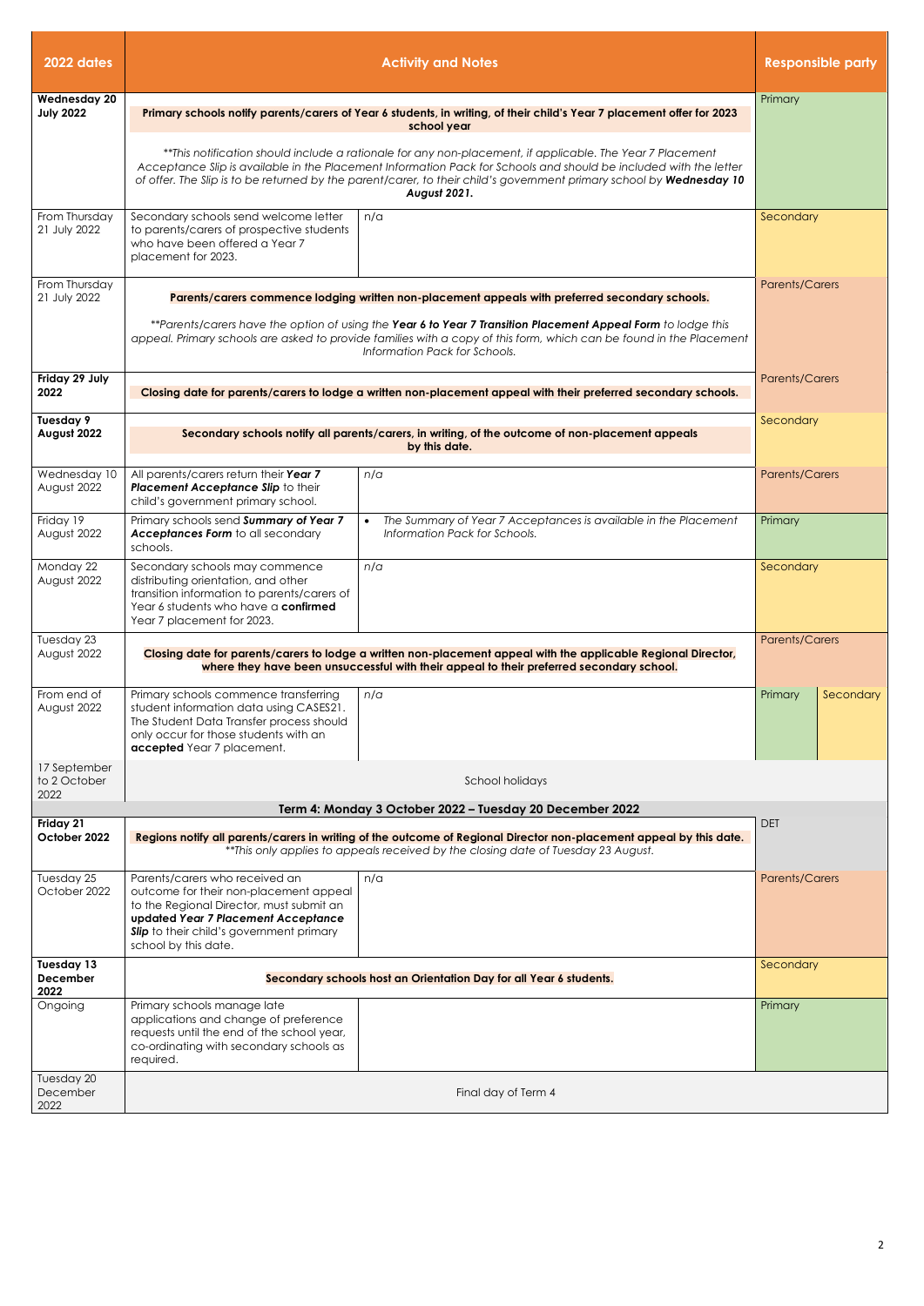| 2022 dates | Activity and Notes | | Responsible party | |
|---|---|---|---|---|
| **Wednesday 20 July 2022** | **Primary schools notify parents/carers of Year 6 students, in writing, of their child's Year 7 placement offer for 2023 school year**<br><br>*\*\*This notification should include a rationale for any non-placement, if applicable. The Year 7 Placement Acceptance Slip is available in the Placement Information Pack for Schools and should be included with the letter of offer. The Slip is to be returned by the parent/carer, to their child's government primary school by **Wednesday 10 August 2021.*** | | Primary | |
| From Thursday 21 July 2022 | Secondary schools send welcome letter to parents/carers of prospective students who have been offered a Year 7 placement for 2023. | *n/a* | Secondary | |
| From Thursday 21 July 2022 | **Parents/carers commence lodging written non-placement appeals with preferred secondary schools.**<br><br>*\*\*Parents/carers have the option of using the **Year 6 to Year 7 Transition Placement Appeal Form** to lodge this appeal. Primary schools are asked to provide families with a copy of this form, which can be found in the Placement Information Pack for Schools.* | | Parents/Carers | |
| **Friday 29 July 2022** | **Closing date for parents/carers to lodge a written non-placement appeal with their preferred secondary schools.** | | Parents/Carers | |
| **Tuesday 9 August 2022** | **Secondary schools notify all parents/carers, in writing, of the outcome of non-placement appeals by this date.** | | Secondary | |
| Wednesday 10 August 2022 | All parents/carers return their ***Year 7 Placement Acceptance Slip*** to their child's government primary school. | *n/a* | Parents/Carers | |
| Friday 19 August 2022 | Primary schools send ***Summary of Year 7 Acceptances Form*** to all secondary schools. | • *The Summary of Year 7 Acceptances is available in the Placement Information Pack for Schools.* | Primary | |
| Monday 22 August 2022 | Secondary schools may commence distributing orientation, and other transition information to parents/carers of Year 6 students who have a **confirmed** Year 7 placement for 2023. | *n/a* | Secondary | |
| Tuesday 23 August 2022 | **Closing date for parents/carers to lodge a written non-placement appeal with the applicable Regional Director, where they have been unsuccessful with their appeal to their preferred secondary school.** | | Parents/Carers | |
| From end of August 2022 | Primary schools commence transferring student information data using CASES21. The Student Data Transfer process should only occur for those students with an **accepted** Year 7 placement. | *n/a* | Primary | Secondary |
| 17 September to 2 October 2022 | School holidays | | | |
| **Term 4: Monday 3 October 2022 – Tuesday 20 December 2022** | | | | |
| **Friday 21 October 2022** | **Regions notify all parents/carers in writing of the outcome of Regional Director non-placement appeal by this date.**<br>*\*\*This only applies to appeals received by the closing date of Tuesday 23 August.* | | DET | |
| Tuesday 25 October 2022 | Parents/carers who received an outcome for their non-placement appeal to the Regional Director, must submit an **updated *Year 7 Placement Acceptance Slip*** to their child's government primary school by this date. | *n/a* | Parents/Carers | |
| **Tuesday 13 December 2022** | **Secondary schools host an Orientation Day for all Year 6 students.** | | Secondary | |
| Ongoing | Primary schools manage late applications and change of preference requests until the end of the school year, co-ordinating with secondary schools as required. | | Primary | |
| Tuesday 20 December 2022 | Final day of Term 4 | | | |